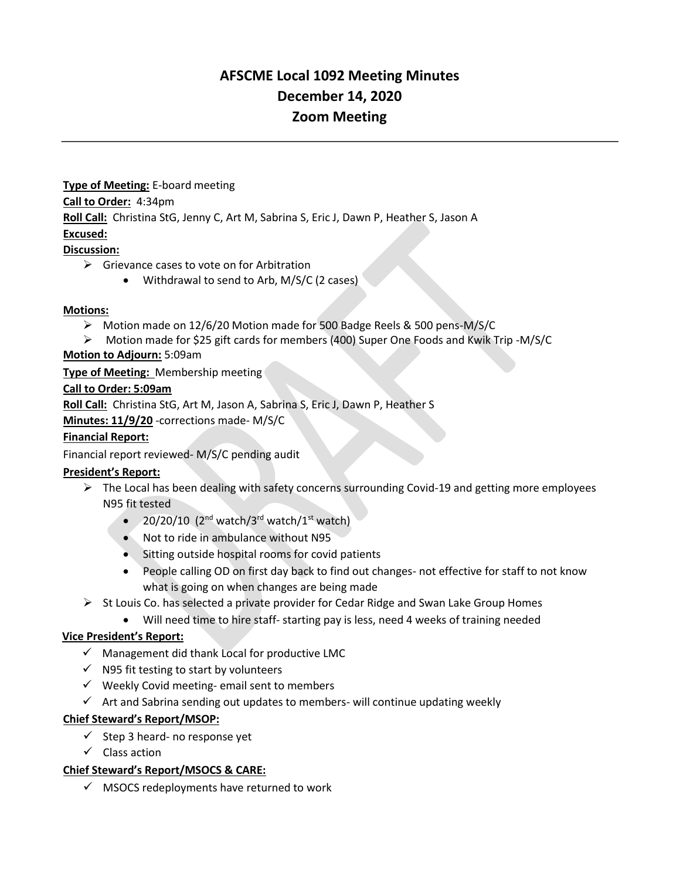# AFSCME Local 1092 Meeting Minutes
# December 14, 2020
# Zoom Meeting

---

**Type of Meeting:** E-board meeting

**Call to Order:** 4:34pm

**Roll Call:** Christina StG, Jenny C, Art M, Sabrina S, Eric J, Dawn P, Heather S, Jason A

**Excused:**

**Discussion:**

- Grievance cases to vote on for Arbitration
  - Withdrawal to send to Arb, M/S/C (2 cases)

**Motions:**

- Motion made on 12/6/20 Motion made for 500 Badge Reels & 500 pens-M/S/C
- Motion made for $25 gift cards for members (400) Super One Foods and Kwik Trip -M/S/C

**Motion to Adjourn:** 5:09am

**Type of Meeting:** Membership meeting

**Call to Order: 5:09am**

**Roll Call:** Christina StG, Art M, Jason A, Sabrina S, Eric J, Dawn P, Heather S

**Minutes: 11/9/20** -corrections made- M/S/C

**Financial Report:**

Financial report reviewed- M/S/C pending audit

**President's Report:**

- The Local has been dealing with safety concerns surrounding Covid-19 and getting more employees N95 fit tested
  - 20/20/10 (2nd watch/3rd watch/1st watch)
  - Not to ride in ambulance without N95
  - Sitting outside hospital rooms for covid patients
  - People calling OD on first day back to find out changes- not effective for staff to not know what is going on when changes are being made
- St Louis Co. has selected a private provider for Cedar Ridge and Swan Lake Group Homes
  - Will need time to hire staff- starting pay is less, need 4 weeks of training needed

**Vice President's Report:**

- ✓ Management did thank Local for productive LMC
- ✓ N95 fit testing to start by volunteers
- ✓ Weekly Covid meeting- email sent to members
- ✓ Art and Sabrina sending out updates to members- will continue updating weekly

**Chief Steward's Report/MSOP:**

- ✓ Step 3 heard- no response yet
- ✓ Class action

**Chief Steward's Report/MSOCS & CARE:**

- ✓ MSOCS redeployments have returned to work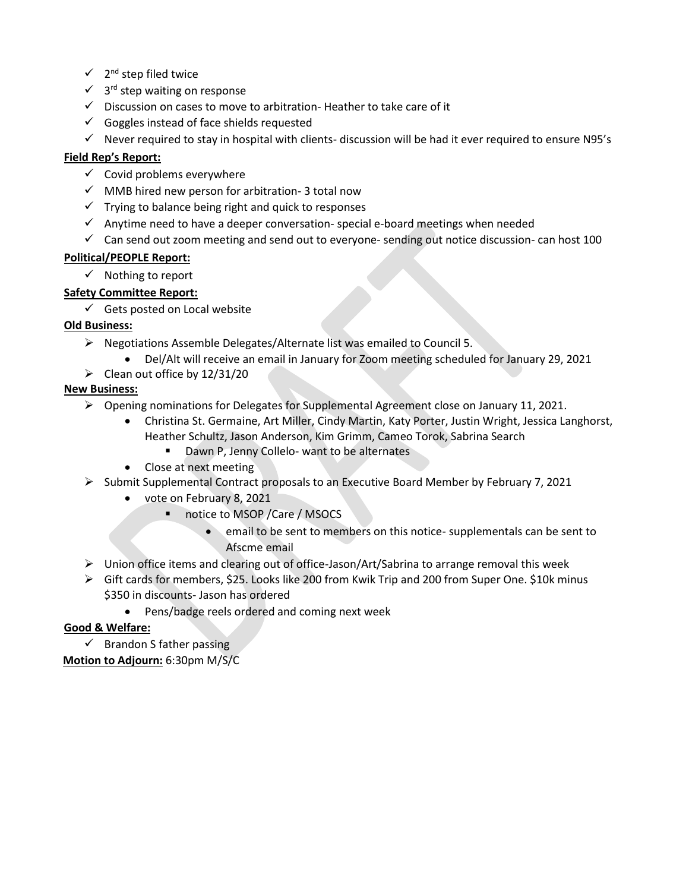- ✓ 2nd step filed twice
- ✓ 3rd step waiting on response
- ✓ Discussion on cases to move to arbitration- Heather to take care of it
- ✓ Goggles instead of face shields requested
- ✓ Never required to stay in hospital with clients- discussion will be had it ever required to ensure N95's

**Field Rep's Report:**

- ✓ Covid problems everywhere
- ✓ MMB hired new person for arbitration- 3 total now
- ✓ Trying to balance being right and quick to responses
- ✓ Anytime need to have a deeper conversation- special e-board meetings when needed
- ✓ Can send out zoom meeting and send out to everyone- sending out notice discussion- can host 100

**Political/PEOPLE Report:**

- ✓ Nothing to report

**Safety Committee Report:**

- ✓ Gets posted on Local website

**Old Business:**

- Negotiations Assemble Delegates/Alternate list was emailed to Council 5.
  - Del/Alt will receive an email in January for Zoom meeting scheduled for January 29, 2021
- Clean out office by 12/31/20

**New Business:**

- Opening nominations for Delegates for Supplemental Agreement close on January 11, 2021.
  - Christina St. Germaine, Art Miller, Cindy Martin, Katy Porter, Justin Wright, Jessica Langhorst, Heather Schultz, Jason Anderson, Kim Grimm, Cameo Torok, Sabrina Search
    - Dawn P, Jenny Collelo- want to be alternates
  - Close at next meeting
- Submit Supplemental Contract proposals to an Executive Board Member by February 7, 2021
  - vote on February 8, 2021
    - notice to MSOP /Care / MSOCS
      - email to be sent to members on this notice- supplementals can be sent to Afscme email
- Union office items and clearing out of office-Jason/Art/Sabrina to arrange removal this week
- Gift cards for members, $25. Looks like 200 from Kwik Trip and 200 from Super One. $10k minus $350 in discounts- Jason has ordered
  - Pens/badge reels ordered and coming next week

**Good & Welfare:**

- ✓ Brandon S father passing

**Motion to Adjourn:** 6:30pm M/S/C